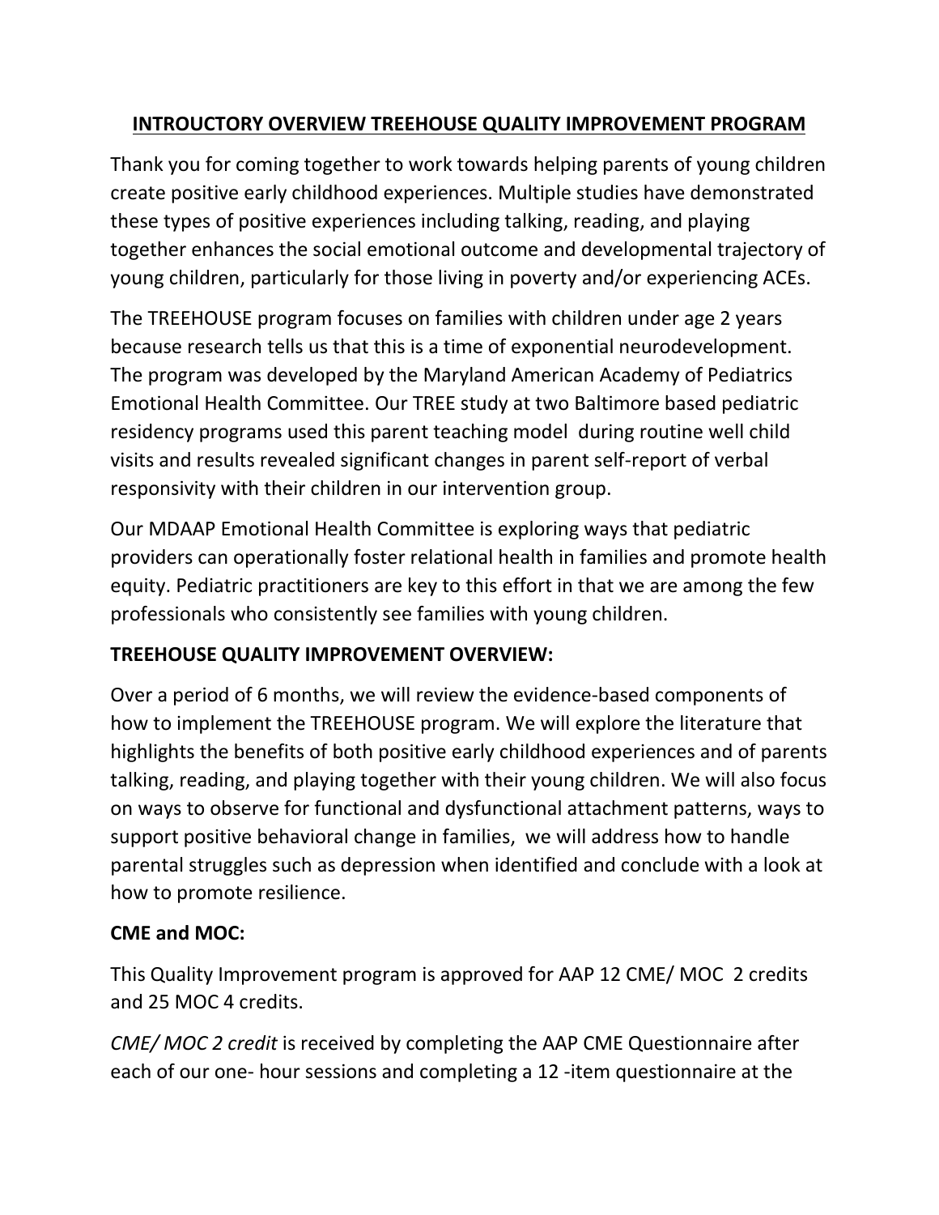# INTRODUCTORY OVERVIEW TREEHOUSE QUALITY IMPROVEMENT PROGRAM

Thank you for coming together to work towards helping parents of young children create positive early childhood experiences. Multiple studies have demonstrated these types of positive experiences including talking, reading, and playing together enhances the social emotional outcome and developmental trajectory of young children, particularly for those living in poverty and/or experiencing ACEs.

The TREEHOUSE program focuses on families with children under age 2 years because research tells us that this is a time of exponential neurodevelopment. The program was developed by the Maryland American Academy of Pediatrics Emotional Health Committee. Our TREE study at two Baltimore based pediatric residency programs used this parent teaching model during routine well child visits and results revealed significant changes in parent self-report of verbal responsivity with their children in our intervention group.

Our MDAAP Emotional Health Committee is exploring ways that pediatric providers can operationally foster relational health in families and promote health equity. Pediatric practitioners are key to this effort in that we are among the few professionals who consistently see families with young children.

## TREEHOUSE QUALITY IMPROVEMENT OVERVIEW:

Over a period of 6 months, we will review the evidence-based components of how to implement the TREEHOUSE program. We will explore the literature that highlights the benefits of both positive early childhood experiences and of parents talking, reading, and playing together with their young children. We will also focus on ways to observe for functional and dysfunctional attachment patterns, ways to support positive behavioral change in families, we will address how to handle parental struggles such as depression when identified and conclude with a look at how to promote resilience.

## CME and MOC:

This Quality Improvement program is approved for AAP 12 CME/ MOC 2 credits and 25 MOC 4 credits.

*CME/ MOC 2 credit* is received by completing the AAP CME Questionnaire after each of our one- hour sessions and completing a 12 -item questionnaire at the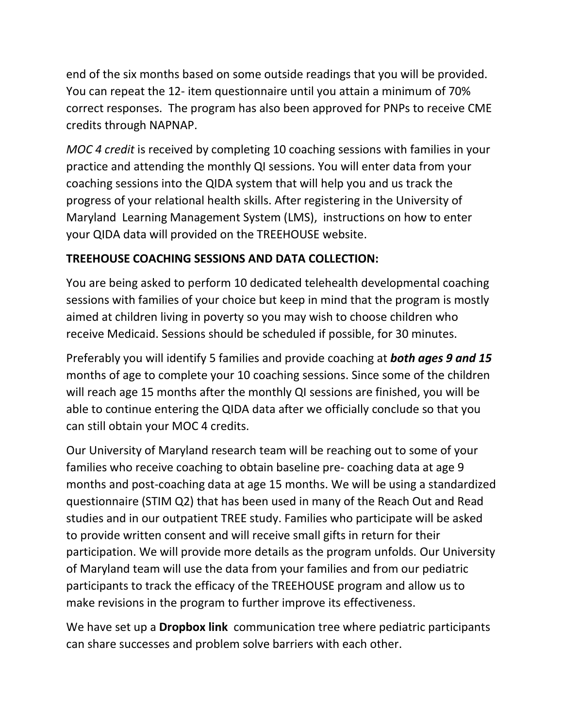end of the six months based on some outside readings that you will be provided. You can repeat the 12- item questionnaire until you attain a minimum of 70% correct responses. The program has also been approved for PNPs to receive CME credits through NAPNAP.

*MOC 4 credit* is received by completing 10 coaching sessions with families in your practice and attending the monthly QI sessions. You will enter data from your coaching sessions into the QIDA system that will help you and us track the progress of your relational health skills. After registering in the University of Maryland Learning Management System (LMS), instructions on how to enter your QIDA data will provided on the TREEHOUSE website.

**TREEHOUSE COACHING SESSIONS AND DATA COLLECTION:**

You are being asked to perform 10 dedicated telehealth developmental coaching sessions with families of your choice but keep in mind that the program is mostly aimed at children living in poverty so you may wish to choose children who receive Medicaid. Sessions should be scheduled if possible, for 30 minutes.

Preferably you will identify 5 families and provide coaching at ***both ages 9 and 15*** months of age to complete your 10 coaching sessions. Since some of the children will reach age 15 months after the monthly QI sessions are finished, you will be able to continue entering the QIDA data after we officially conclude so that you can still obtain your MOC 4 credits.

Our University of Maryland research team will be reaching out to some of your families who receive coaching to obtain baseline pre- coaching data at age 9 months and post-coaching data at age 15 months. We will be using a standardized questionnaire (STIM Q2) that has been used in many of the Reach Out and Read studies and in our outpatient TREE study. Families who participate will be asked to provide written consent and will receive small gifts in return for their participation. We will provide more details as the program unfolds. Our University of Maryland team will use the data from your families and from our pediatric participants to track the efficacy of the TREEHOUSE program and allow us to make revisions in the program to further improve its effectiveness.

We have set up a **Dropbox link** communication tree where pediatric participants can share successes and problem solve barriers with each other.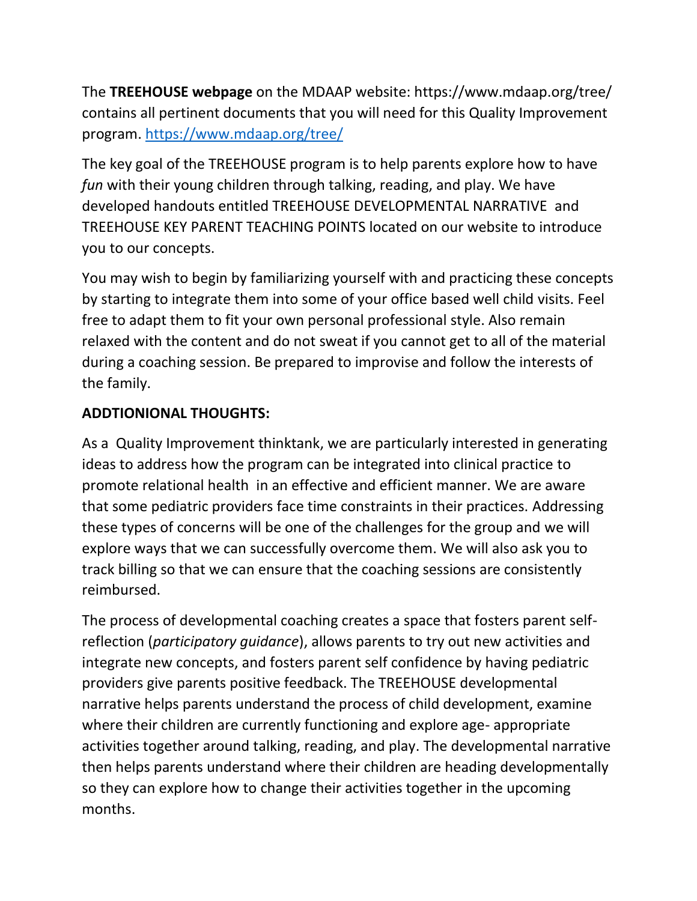The **TREEHOUSE webpage** on the MDAAP website: https://www.mdaap.org/tree/ contains all pertinent documents that you will need for this Quality Improvement program. [https://www.mdaap.org/tree/](https://www.mdaap.org/tree/)

The key goal of the TREEHOUSE program is to help parents explore how to have *fun* with their young children through talking, reading, and play. We have developed handouts entitled TREEHOUSE DEVELOPMENTAL NARRATIVE and TREEHOUSE KEY PARENT TEACHING POINTS located on our website to introduce you to our concepts.

You may wish to begin by familiarizing yourself with and practicing these concepts by starting to integrate them into some of your office based well child visits. Feel free to adapt them to fit your own personal professional style. Also remain relaxed with the content and do not sweat if you cannot get to all of the material during a coaching session. Be prepared to improvise and follow the interests of the family.

**ADDTIONIONAL THOUGHTS:**

As a Quality Improvement thinktank, we are particularly interested in generating ideas to address how the program can be integrated into clinical practice to promote relational health in an effective and efficient manner. We are aware that some pediatric providers face time constraints in their practices. Addressing these types of concerns will be one of the challenges for the group and we will explore ways that we can successfully overcome them. We will also ask you to track billing so that we can ensure that the coaching sessions are consistently reimbursed.

The process of developmental coaching creates a space that fosters parent self-reflection (*participatory guidance*), allows parents to try out new activities and integrate new concepts, and fosters parent self confidence by having pediatric providers give parents positive feedback. The TREEHOUSE developmental narrative helps parents understand the process of child development, examine where their children are currently functioning and explore age- appropriate activities together around talking, reading, and play. The developmental narrative then helps parents understand where their children are heading developmentally so they can explore how to change their activities together in the upcoming months.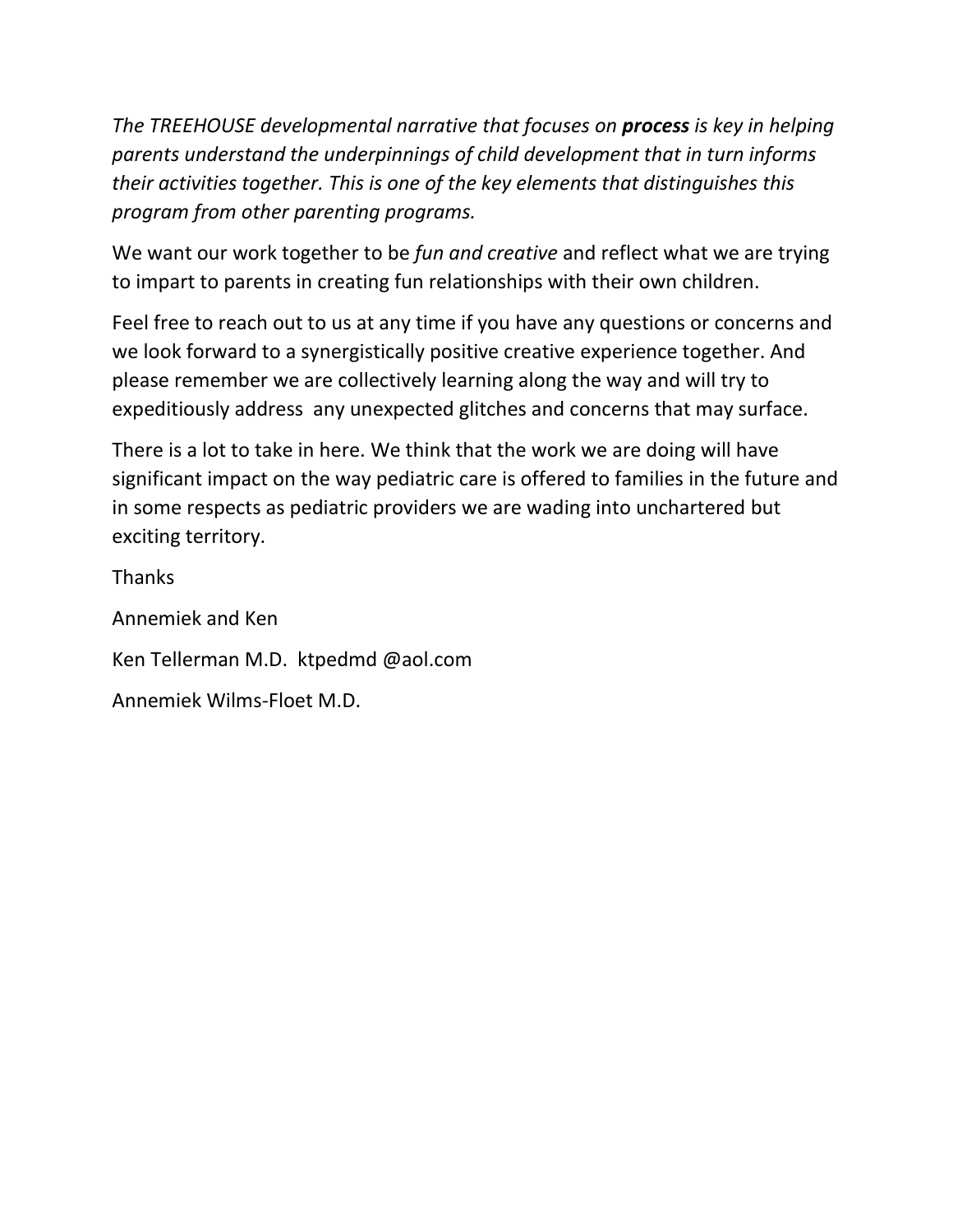*The TREEHOUSE developmental narrative that focuses on* ***process*** *is key in helping parents understand the underpinnings of child development that in turn informs their activities together. This is one of the key elements that distinguishes this program from other parenting programs.*

We want our work together to be *fun and creative* and reflect what we are trying to impart to parents in creating fun relationships with their own children.

Feel free to reach out to us at any time if you have any questions or concerns and we look forward to a synergistically positive creative experience together. And please remember we are collectively learning along the way and will try to expeditiously address any unexpected glitches and concerns that may surface.

There is a lot to take in here. We think that the work we are doing will have significant impact on the way pediatric care is offered to families in the future and in some respects as pediatric providers we are wading into unchartered but exciting territory.

Thanks

Annemiek and Ken

Ken Tellerman M.D. ktpedmd @aol.com

Annemiek Wilms-Floet M.D.